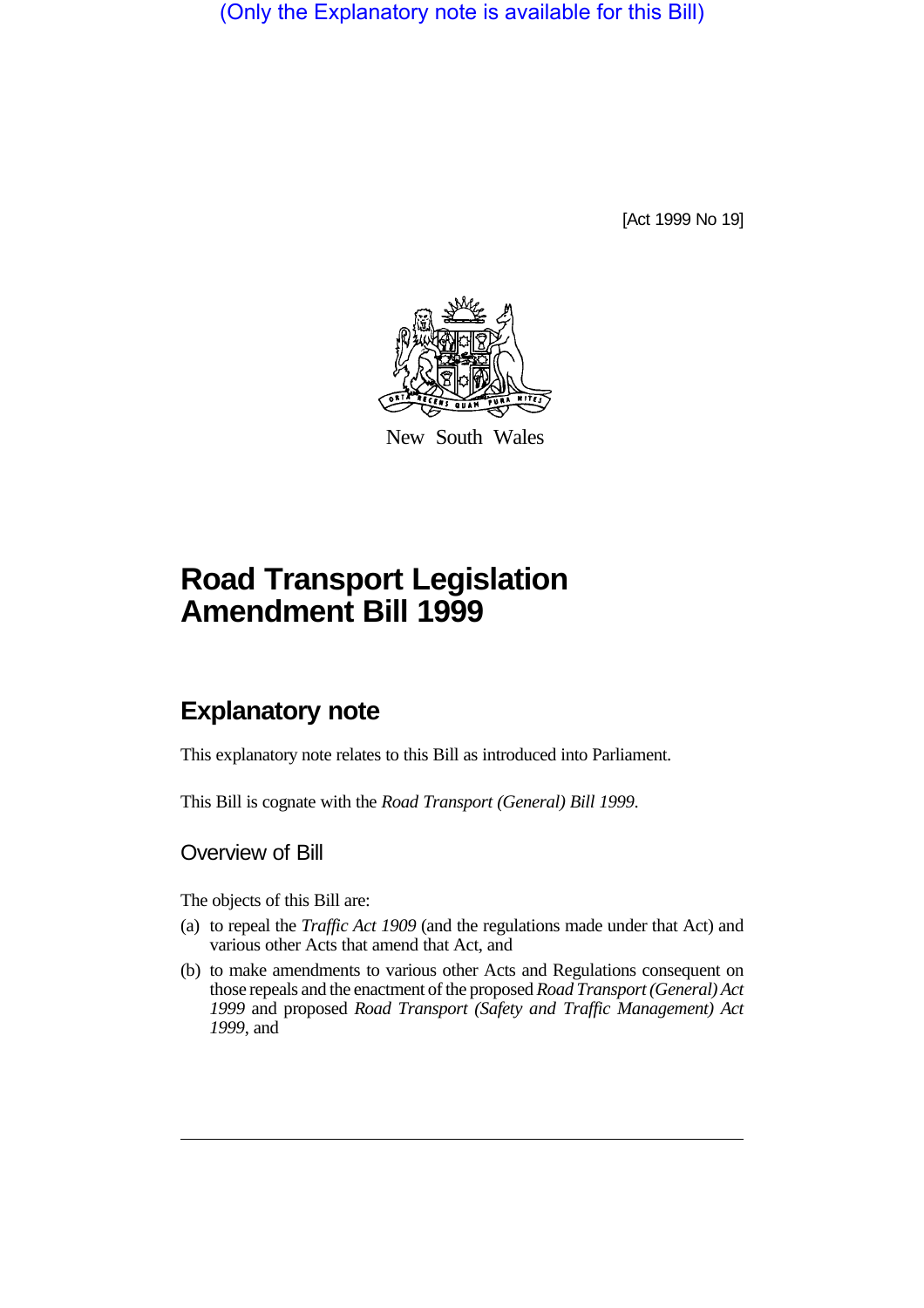(Only the Explanatory note is available for this Bill)

[Act 1999 No 19]

New South Wales

# Road Transport Legislation Amendment Bill 1999

## Explanatory note

This explanatory note relates to this Bill as introduced into Parliament.

This Bill is cognate with the *Road Transport (General) Bill 1999*.

### Overview of Bill

The objects of this Bill are:

(a) to repeal the *Traffic Act 1909* (and the regulations made under that Act) and various other Acts that amend that Act, and

(b) to make amendments to various other Acts and Regulations consequent on those repeals and the enactment of the proposed *Road Transport (General) Act 1999* and proposed *Road Transport (Safety and Traffic Management) Act 1999*, and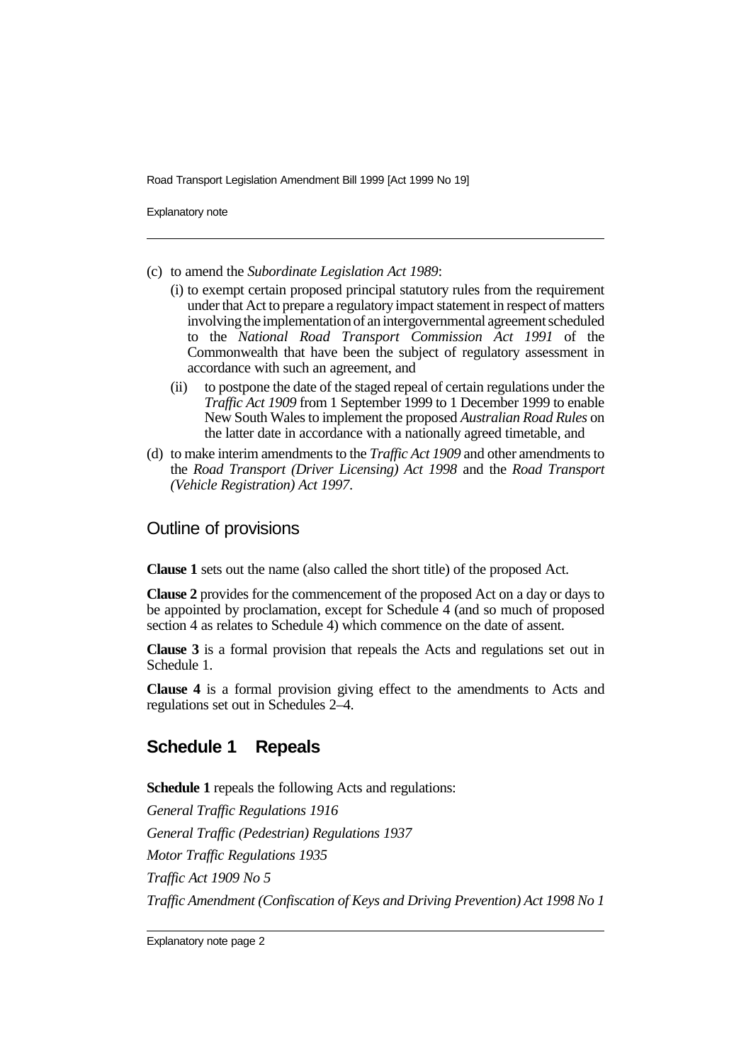(c) to amend the *Subordinate Legislation Act 1989*:

   (i) to exempt certain proposed principal statutory rules from the requirement under that Act to prepare a regulatory impact statement in respect of matters involving the implementation of an intergovernmental agreement scheduled to the *National Road Transport Commission Act 1991* of the Commonwealth that have been the subject of regulatory assessment in accordance with such an agreement, and

   (ii) to postpone the date of the staged repeal of certain regulations under the *Traffic Act 1909* from 1 September 1999 to 1 December 1999 to enable New South Wales to implement the proposed *Australian Road Rules* on the latter date in accordance with a nationally agreed timetable, and

(d) to make interim amendments to the *Traffic Act 1909* and other amendments to the *Road Transport (Driver Licensing) Act 1998* and the *Road Transport (Vehicle Registration) Act 1997*.

## Outline of provisions

**Clause 1** sets out the name (also called the short title) of the proposed Act.

**Clause 2** provides for the commencement of the proposed Act on a day or days to be appointed by proclamation, except for Schedule 4 (and so much of proposed section 4 as relates to Schedule 4) which commence on the date of assent.

**Clause 3** is a formal provision that repeals the Acts and regulations set out in Schedule 1.

**Clause 4** is a formal provision giving effect to the amendments to Acts and regulations set out in Schedules 2–4.

## Schedule 1 Repeals

**Schedule 1** repeals the following Acts and regulations:

*General Traffic Regulations 1916*

*General Traffic (Pedestrian) Regulations 1937*

*Motor Traffic Regulations 1935*

*Traffic Act 1909 No 5*

*Traffic Amendment (Confiscation of Keys and Driving Prevention) Act 1998 No 1*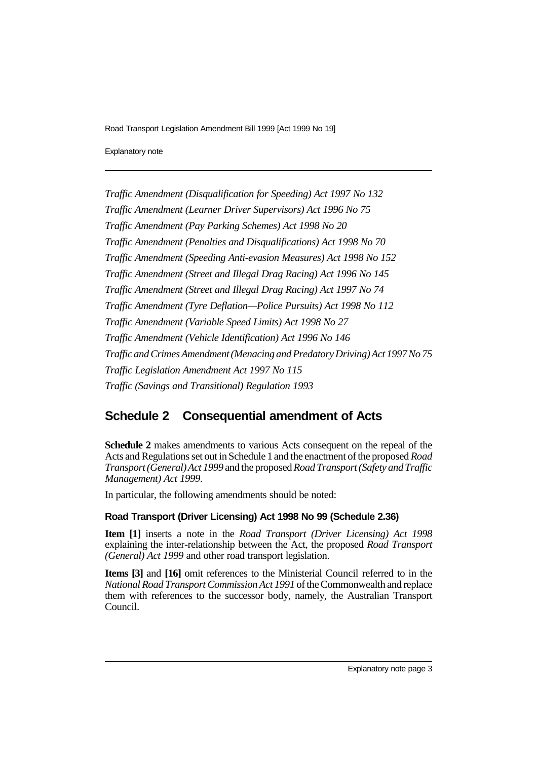*Traffic Amendment (Disqualification for Speeding) Act 1997 No 132*

*Traffic Amendment (Learner Driver Supervisors) Act 1996 No 75*

*Traffic Amendment (Pay Parking Schemes) Act 1998 No 20*

*Traffic Amendment (Penalties and Disqualifications) Act 1998 No 70*

*Traffic Amendment (Speeding Anti-evasion Measures) Act 1998 No 152*

*Traffic Amendment (Street and Illegal Drag Racing) Act 1996 No 145*

*Traffic Amendment (Street and Illegal Drag Racing) Act 1997 No 74*

*Traffic Amendment (Tyre Deflation—Police Pursuits) Act 1998 No 112*

*Traffic Amendment (Variable Speed Limits) Act 1998 No 27*

*Traffic Amendment (Vehicle Identification) Act 1996 No 146*

*Traffic and Crimes Amendment (Menacing and Predatory Driving) Act 1997 No 75*

*Traffic Legislation Amendment Act 1997 No 115*

*Traffic (Savings and Transitional) Regulation 1993*

## Schedule 2 Consequential amendment of Acts

**Schedule 2** makes amendments to various Acts consequent on the repeal of the Acts and Regulations set out in Schedule 1 and the enactment of the proposed *Road Transport (General) Act 1999* and the proposed *Road Transport (Safety and Traffic Management) Act 1999*.

In particular, the following amendments should be noted:

### Road Transport (Driver Licensing) Act 1998 No 99 (Schedule 2.36)

**Item [1]** inserts a note in the *Road Transport (Driver Licensing) Act 1998* explaining the inter-relationship between the Act, the proposed *Road Transport (General) Act 1999* and other road transport legislation.

**Items [3]** and **[16]** omit references to the Ministerial Council referred to in the *National Road Transport Commission Act 1991* of the Commonwealth and replace them with references to the successor body, namely, the Australian Transport Council.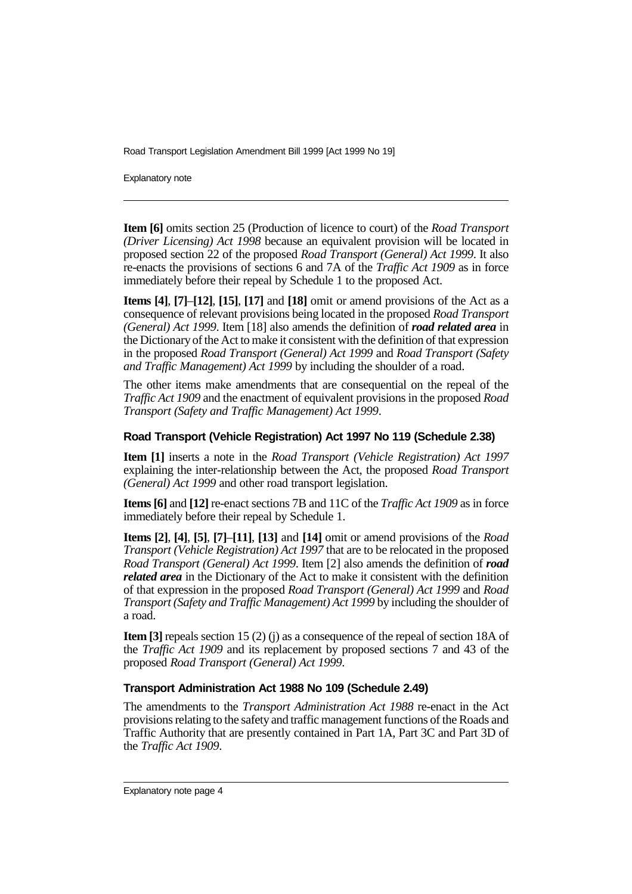**Item [6]** omits section 25 (Production of licence to court) of the *Road Transport (Driver Licensing) Act 1998* because an equivalent provision will be located in proposed section 22 of the proposed *Road Transport (General) Act 1999*. It also re-enacts the provisions of sections 6 and 7A of the *Traffic Act 1909* as in force immediately before their repeal by Schedule 1 to the proposed Act.

**Items [4]**, **[7]**–**[12]**, **[15]**, **[17]** and **[18]** omit or amend provisions of the Act as a consequence of relevant provisions being located in the proposed *Road Transport (General) Act 1999*. Item [18] also amends the definition of ***road related area*** in the Dictionary of the Act to make it consistent with the definition of that expression in the proposed *Road Transport (General) Act 1999* and *Road Transport (Safety and Traffic Management) Act 1999* by including the shoulder of a road.

The other items make amendments that are consequential on the repeal of the *Traffic Act 1909* and the enactment of equivalent provisions in the proposed *Road Transport (Safety and Traffic Management) Act 1999*.

### Road Transport (Vehicle Registration) Act 1997 No 119 (Schedule 2.38)

**Item [1]** inserts a note in the *Road Transport (Vehicle Registration) Act 1997* explaining the inter-relationship between the Act, the proposed *Road Transport (General) Act 1999* and other road transport legislation.

**Items [6]** and **[12]** re-enact sections 7B and 11C of the *Traffic Act 1909* as in force immediately before their repeal by Schedule 1.

**Items [2]**, **[4]**, **[5]**, **[7]**–**[11]**, **[13]** and **[14]** omit or amend provisions of the *Road Transport (Vehicle Registration) Act 1997* that are to be relocated in the proposed *Road Transport (General) Act 1999*. Item [2] also amends the definition of ***road related area*** in the Dictionary of the Act to make it consistent with the definition of that expression in the proposed *Road Transport (General) Act 1999* and *Road Transport (Safety and Traffic Management) Act 1999* by including the shoulder of a road.

**Item [3]** repeals section 15 (2) (j) as a consequence of the repeal of section 18A of the *Traffic Act 1909* and its replacement by proposed sections 7 and 43 of the proposed *Road Transport (General) Act 1999*.

### Transport Administration Act 1988 No 109 (Schedule 2.49)

The amendments to the *Transport Administration Act 1988* re-enact in the Act provisions relating to the safety and traffic management functions of the Roads and Traffic Authority that are presently contained in Part 1A, Part 3C and Part 3D of the *Traffic Act 1909*.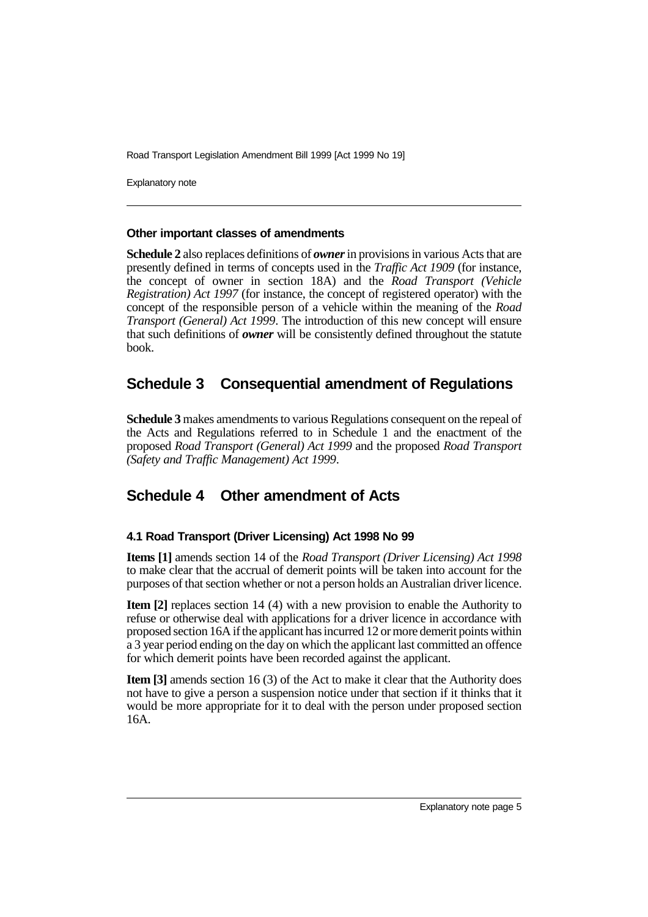### Other important classes of amendments

**Schedule 2** also replaces definitions of ***owner*** in provisions in various Acts that are presently defined in terms of concepts used in the *Traffic Act 1909* (for instance, the concept of owner in section 18A) and the *Road Transport (Vehicle Registration) Act 1997* (for instance, the concept of registered operator) with the concept of the responsible person of a vehicle within the meaning of the *Road Transport (General) Act 1999*. The introduction of this new concept will ensure that such definitions of ***owner*** will be consistently defined throughout the statute book.

## Schedule 3 Consequential amendment of Regulations

**Schedule 3** makes amendments to various Regulations consequent on the repeal of the Acts and Regulations referred to in Schedule 1 and the enactment of the proposed *Road Transport (General) Act 1999* and the proposed *Road Transport (Safety and Traffic Management) Act 1999*.

## Schedule 4 Other amendment of Acts

### 4.1 Road Transport (Driver Licensing) Act 1998 No 99

**Items [1]** amends section 14 of the *Road Transport (Driver Licensing) Act 1998* to make clear that the accrual of demerit points will be taken into account for the purposes of that section whether or not a person holds an Australian driver licence.

**Item [2]** replaces section 14 (4) with a new provision to enable the Authority to refuse or otherwise deal with applications for a driver licence in accordance with proposed section 16A if the applicant has incurred 12 or more demerit points within a 3 year period ending on the day on which the applicant last committed an offence for which demerit points have been recorded against the applicant.

**Item [3]** amends section 16 (3) of the Act to make it clear that the Authority does not have to give a person a suspension notice under that section if it thinks that it would be more appropriate for it to deal with the person under proposed section 16A.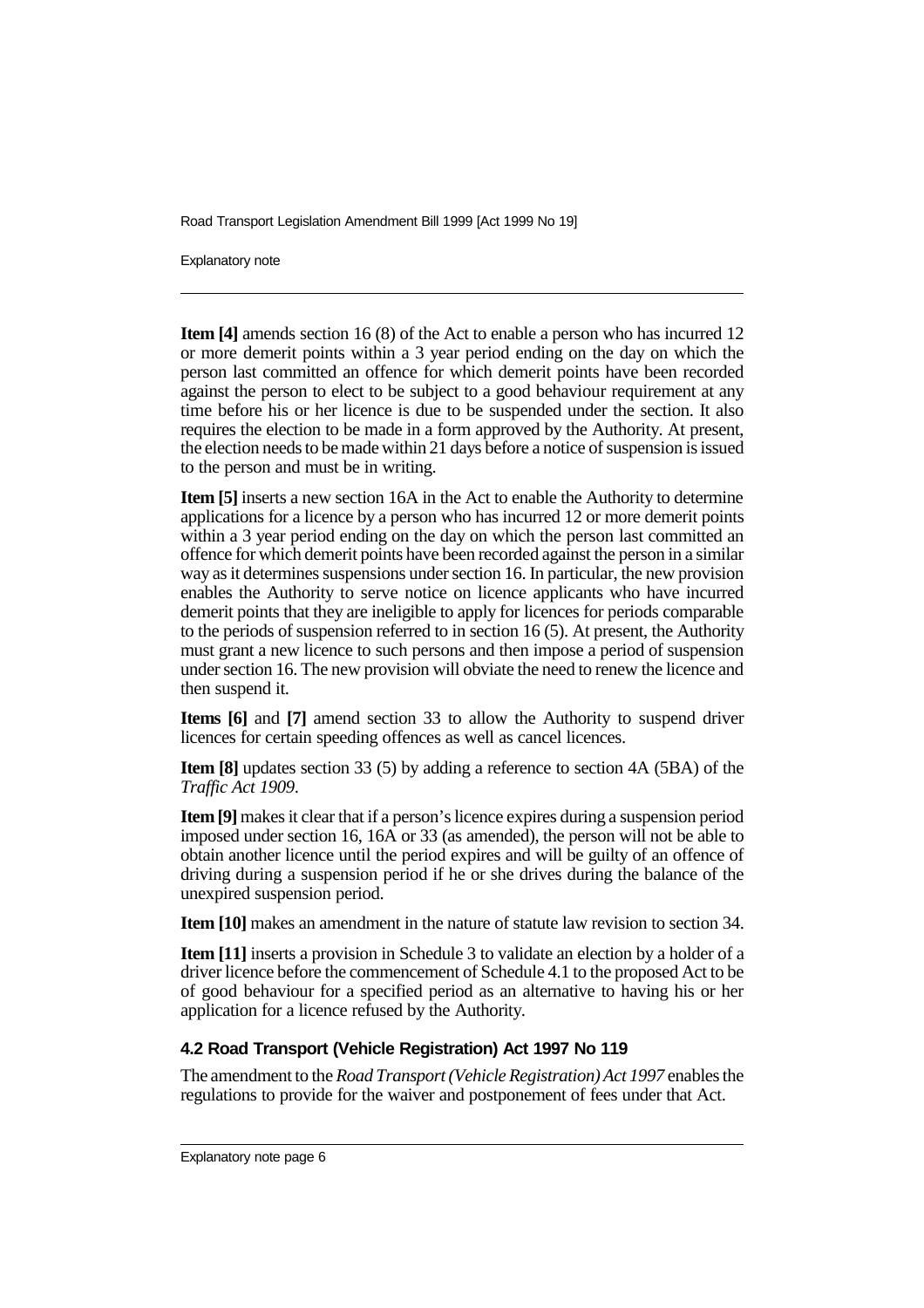**Item [4]** amends section 16 (8) of the Act to enable a person who has incurred 12 or more demerit points within a 3 year period ending on the day on which the person last committed an offence for which demerit points have been recorded against the person to elect to be subject to a good behaviour requirement at any time before his or her licence is due to be suspended under the section. It also requires the election to be made in a form approved by the Authority. At present, the election needs to be made within 21 days before a notice of suspension is issued to the person and must be in writing.

**Item [5]** inserts a new section 16A in the Act to enable the Authority to determine applications for a licence by a person who has incurred 12 or more demerit points within a 3 year period ending on the day on which the person last committed an offence for which demerit points have been recorded against the person in a similar way as it determines suspensions under section 16. In particular, the new provision enables the Authority to serve notice on licence applicants who have incurred demerit points that they are ineligible to apply for licences for periods comparable to the periods of suspension referred to in section 16 (5). At present, the Authority must grant a new licence to such persons and then impose a period of suspension under section 16. The new provision will obviate the need to renew the licence and then suspend it.

**Items [6]** and **[7]** amend section 33 to allow the Authority to suspend driver licences for certain speeding offences as well as cancel licences.

**Item [8]** updates section 33 (5) by adding a reference to section 4A (5BA) of the *Traffic Act 1909*.

**Item [9]** makes it clear that if a person's licence expires during a suspension period imposed under section 16, 16A or 33 (as amended), the person will not be able to obtain another licence until the period expires and will be guilty of an offence of driving during a suspension period if he or she drives during the balance of the unexpired suspension period.

**Item [10]** makes an amendment in the nature of statute law revision to section 34.

**Item [11]** inserts a provision in Schedule 3 to validate an election by a holder of a driver licence before the commencement of Schedule 4.1 to the proposed Act to be of good behaviour for a specified period as an alternative to having his or her application for a licence refused by the Authority.

### 4.2 Road Transport (Vehicle Registration) Act 1997 No 119

The amendment to the *Road Transport (Vehicle Registration) Act 1997* enables the regulations to provide for the waiver and postponement of fees under that Act.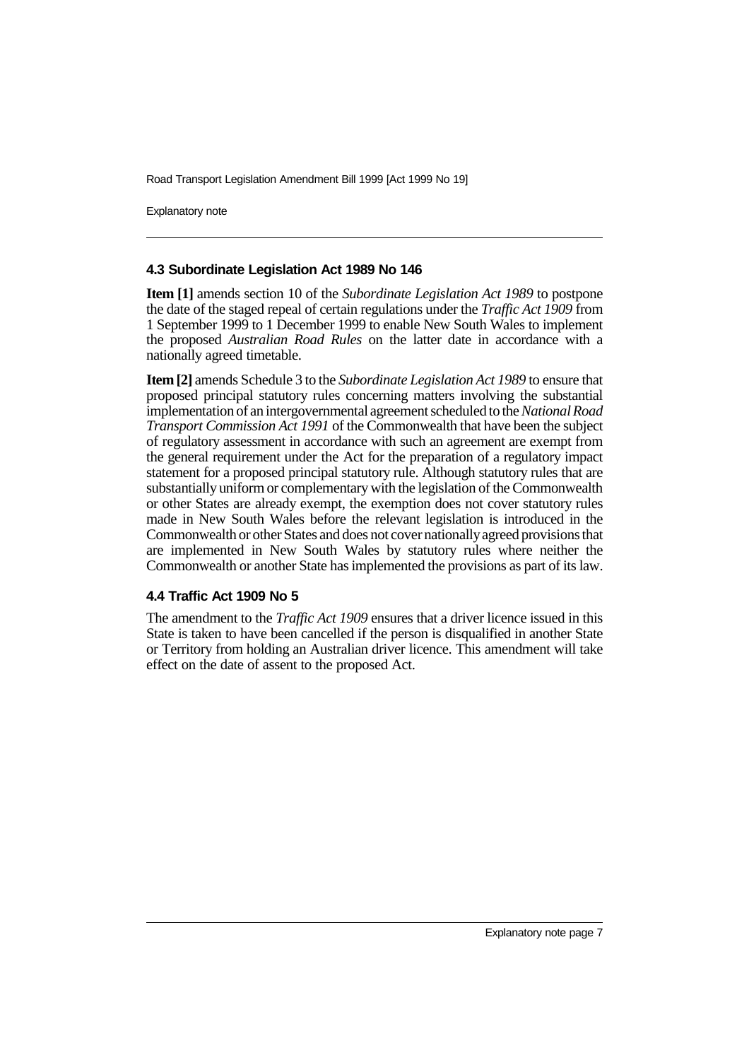### 4.3 Subordinate Legislation Act 1989 No 146

**Item [1]** amends section 10 of the *Subordinate Legislation Act 1989* to postpone the date of the staged repeal of certain regulations under the *Traffic Act 1909* from 1 September 1999 to 1 December 1999 to enable New South Wales to implement the proposed *Australian Road Rules* on the latter date in accordance with a nationally agreed timetable.

**Item [2]** amends Schedule 3 to the *Subordinate Legislation Act 1989* to ensure that proposed principal statutory rules concerning matters involving the substantial implementation of an intergovernmental agreement scheduled to the *National Road Transport Commission Act 1991* of the Commonwealth that have been the subject of regulatory assessment in accordance with such an agreement are exempt from the general requirement under the Act for the preparation of a regulatory impact statement for a proposed principal statutory rule. Although statutory rules that are substantially uniform or complementary with the legislation of the Commonwealth or other States are already exempt, the exemption does not cover statutory rules made in New South Wales before the relevant legislation is introduced in the Commonwealth or other States and does not cover nationally agreed provisions that are implemented in New South Wales by statutory rules where neither the Commonwealth or another State has implemented the provisions as part of its law.

### 4.4 Traffic Act 1909 No 5

The amendment to the *Traffic Act 1909* ensures that a driver licence issued in this State is taken to have been cancelled if the person is disqualified in another State or Territory from holding an Australian driver licence. This amendment will take effect on the date of assent to the proposed Act.